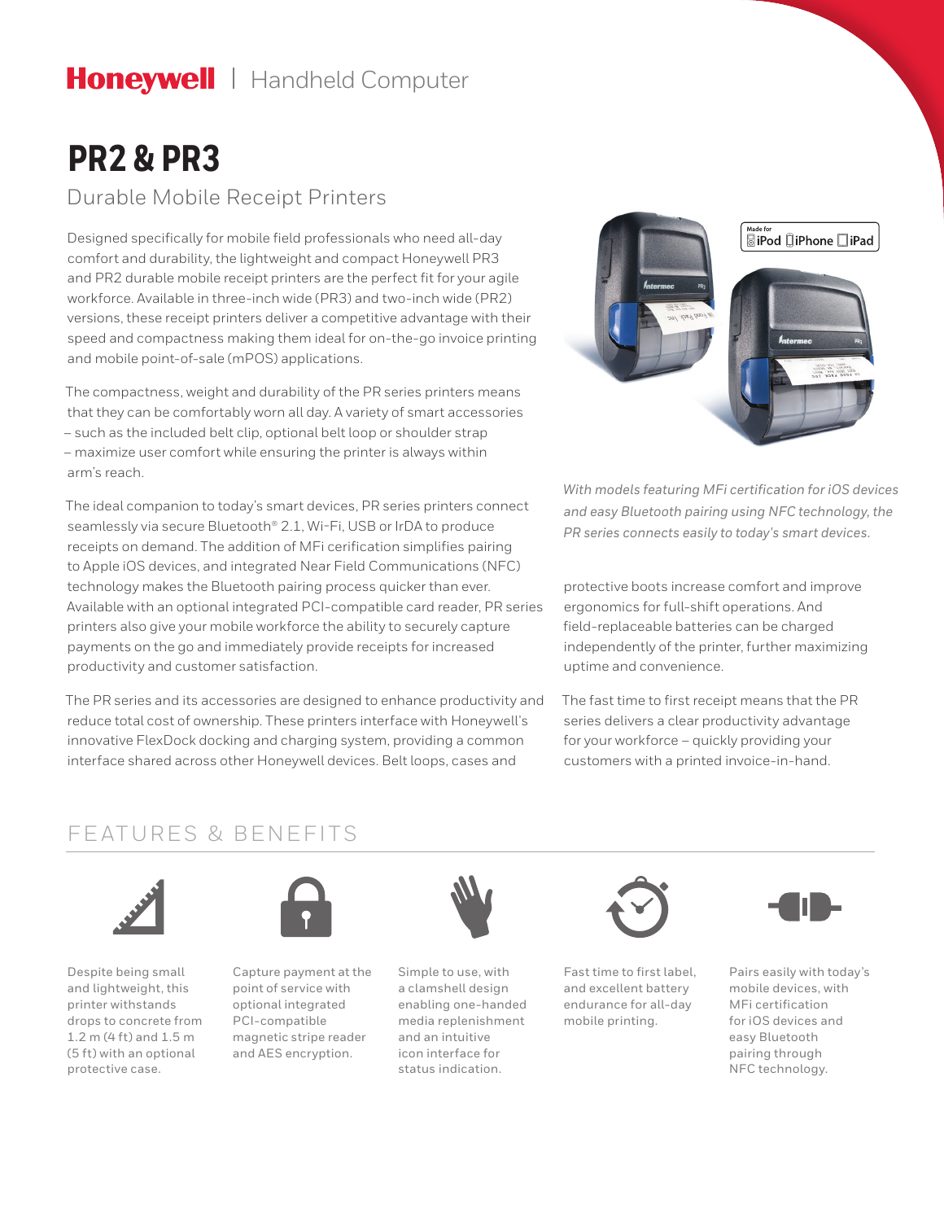Honeywell | Handheld Computer

# PR2 & PR3

## Durable Mobile Receipt Printers

Designed specifically for mobile field professionals who need all-day comfort and durability, the lightweight and compact Honeywell PR3 and PR2 durable mobile receipt printers are the perfect fit for your agile workforce. Available in three-inch wide (PR3) and two-inch wide (PR2) versions, these receipt printers deliver a competitive advantage with their speed and compactness making them ideal for on-the-go invoice printing and mobile point-of-sale (mPOS) applications.

The compactness, weight and durability of the PR series printers means that they can be comfortably worn all day. A variety of smart accessories – such as the included belt clip, optional belt loop or shoulder strap – maximize user comfort while ensuring the printer is always within arm's reach.

The ideal companion to today's smart devices, PR series printers connect seamlessly via secure Bluetooth® 2.1, Wi-Fi, USB or IrDA to produce receipts on demand. The addition of MFi cerification simplifies pairing to Apple iOS devices, and integrated Near Field Communications (NFC) technology makes the Bluetooth pairing process quicker than ever. Available with an optional integrated PCI-compatible card reader, PR series printers also give your mobile workforce the ability to securely capture payments on the go and immediately provide receipts for increased productivity and customer satisfaction.

The PR series and its accessories are designed to enhance productivity and reduce total cost of ownership. These printers interface with Honeywell's innovative FlexDock docking and charging system, providing a common interface shared across other Honeywell devices. Belt loops, cases and protective boots increase comfort and improve ergonomics for full-shift operations. And field-replaceable batteries can be charged independently of the printer, further maximizing uptime and convenience.

The fast time to first receipt means that the PR series delivers a clear productivity advantage for your workforce – quickly providing your customers with a printed invoice-in-hand.

*With models featuring MFi certification for iOS devices and easy Bluetooth pairing using NFC technology, the PR series connects easily to today's smart devices.*

## FEATURES & BENEFITS

- Despite being small and lightweight, this printer withstands drops to concrete from 1.2 m (4 ft) and 1.5 m (5 ft) with an optional protective case.
- Capture payment at the point of service with optional integrated PCI-compatible magnetic stripe reader and AES encryption.
- Simple to use, with a clamshell design enabling one-handed media replenishment and an intuitive icon interface for status indication.
- Fast time to first label, and excellent battery endurance for all-day mobile printing.
- Pairs easily with today's mobile devices, with MFi certification for iOS devices and easy Bluetooth pairing through NFC technology.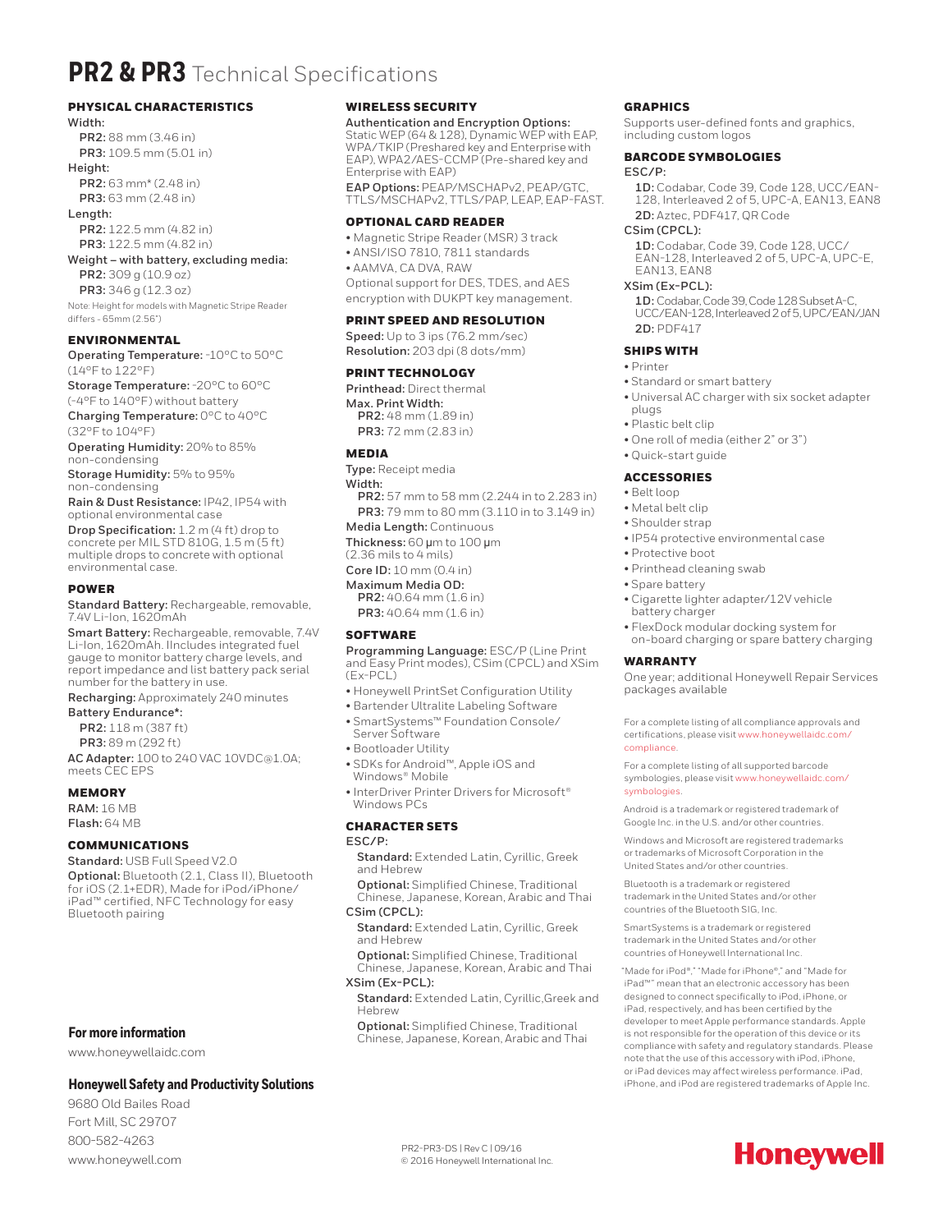# PR2 & PR3 Technical Specifications

## PHYSICAL CHARACTERISTICS

**Width:**
- **PR2:** 88 mm (3.46 in)
- **PR3:** 109.5 mm (5.01 in)

**Height:**
- **PR2:** 63 mm* (2.48 in)
- **PR3:** 63 mm (2.48 in)

**Length:**
- **PR2:** 122.5 mm (4.82 in)
- **PR3:** 122.5 mm (4.82 in)

**Weight – with battery, excluding media:**
- **PR2:** 309 g (10.9 oz)
- **PR3:** 346 g (12.3 oz)

Note: Height for models with Magnetic Stripe Reader differs - 65mm (2.56")

## ENVIRONMENTAL

**Operating Temperature:** -10°C to 50°C (14°F to 122°F)

**Storage Temperature:** -20°C to 60°C (-4°F to 140°F) without battery

**Charging Temperature:** 0°C to 40°C (32°F to 104°F)

**Operating Humidity:** 20% to 85% non-condensing

**Storage Humidity:** 5% to 95% non-condensing

**Rain & Dust Resistance:** IP42, IP54 with optional environmental case

**Drop Specification:** 1.2 m (4 ft) drop to concrete per MIL STD 810G, 1.5 m (5 ft) multiple drops to concrete with optional environmental case.

## POWER

**Standard Battery:** Rechargeable, removable, 7.4V Li-Ion, 1620mAh

**Smart Battery:** Rechargeable, removable, 7.4V Li-Ion, 1620mAh. IIncluded integrated fuel gauge to monitor battery charge levels, and report impedance and list battery pack serial number for the battery in use.

**Recharging:** Approximately 240 minutes

**Battery Endurance*:**
- **PR2:** 118 m (387 ft)
- **PR3:** 89 m (292 ft)

**AC Adapter:** 100 to 240 VAC 10VDC@1.0A; meets CEC EPS

## MEMORY

**RAM:** 16 MB
**Flash:** 64 MB

## COMMUNICATIONS

**Standard:** USB Full Speed V2.0

**Optional:** Bluetooth (2.1, Class II), Bluetooth for iOS (2.1+EDR), Made for iPod/iPhone/iPad™ certified, NFC Technology for easy Bluetooth pairing

## WIRELESS SECURITY

**Authentication and Encryption Options:** Static WEP (64 & 128), Dynamic WEP with EAP, WPA/TKIP (Preshared key and Enterprise with EAP), WPA2/AES-CCMP (Pre-shared key and Enterprise with EAP)

**EAP Options:** PEAP/MSCHAPv2, PEAP/GTC, TTLS/MSCHAPv2, TTLS/PAP, LEAP, EAP-FAST.

## OPTIONAL CARD READER

- Magnetic Stripe Reader (MSR) 3 track
- ANSI/ISO 7810, 7811 standards
- AAMVA, CA DVA, RAW

Optional support for DES, TDES, and AES encryption with DUKPT key management.

## PRINT SPEED AND RESOLUTION

**Speed:** Up to 3 ips (76.2 mm/sec)
**Resolution:** 203 dpi (8 dots/mm)

## PRINT TECHNOLOGY

**Printhead:** Direct thermal

**Max. Print Width:**
- **PR2:** 48 mm (1.89 in)
- **PR3:** 72 mm (2.83 in)

## MEDIA

**Type:** Receipt media

**Width:**
- **PR2:** 57 mm to 58 mm (2.244 in to 2.283 in)
- **PR3:** 79 mm to 80 mm (3.110 in to 3.149 in)

**Media Length:** Continuous

**Thickness:** 60 µm to 100 µm (2.36 mils to 4 mils)

**Core ID:** 10 mm (0.4 in)

**Maximum Media OD:**
- **PR2:** 40.64 mm (1.6 in)
- **PR3:** 40.64 mm (1.6 in)

## SOFTWARE

**Programming Language:** ESC/P (Line Print and Easy Print modes), CSim (CPCL) and XSim (Ex-PCL)

- Honeywell PrintSet Configuration Utility
- Bartender Ultralite Labeling Software
- SmartSystems™ Foundation Console/Server Software
- Bootloader Utility
- SDKs for Android™, Apple iOS and Windows® Mobile
- InterDriver Printer Drivers for Microsoft® Windows PCs

## CHARACTER SETS

**ESC/P:**
- **Standard:** Extended Latin, Cyrillic, Greek and Hebrew
- **Optional:** Simplified Chinese, Traditional Chinese, Japanese, Korean, Arabic and Thai

**CSim (CPCL):**
- **Standard:** Extended Latin, Cyrillic, Greek and Hebrew
- **Optional:** Simplified Chinese, Traditional Chinese, Japanese, Korean, Arabic and Thai

**XSim (Ex-PCL):**
- **Standard:** Extended Latin, Cyrillic,Greek and Hebrew
- **Optional:** Simplified Chinese, Traditional Chinese, Japanese, Korean, Arabic and Thai

## GRAPHICS

Supports user-defined fonts and graphics, including custom logos

## BARCODE SYMBOLOGIES

**ESC/P:**
- **1D:** Codabar, Code 39, Code 128, UCC/EAN-128, Interleaved 2 of 5, UPC-A, EAN13, EAN8
- **2D:** Aztec, PDF417, QR Code

**CSim (CPCL):**
- **1D:** Codabar, Code 39, Code 128, UCC/EAN-128, Interleaved 2 of 5, UPC-A, UPC-E, EAN13, EAN8

**XSim (Ex-PCL):**
- **1D:** Codabar, Code 39, Code 128 Subset A-C, UCC/EAN-128, Interleaved 2 of 5, UPC/EAN/JAN
- **2D:** PDF417

## SHIPS WITH

- Printer
- Standard or smart battery
- Universal AC charger with six socket adapter plugs
- Plastic belt clip
- One roll of media (either 2" or 3")
- Quick-start guide

## ACCESSORIES

- Belt loop
- Metal belt clip
- Shoulder strap
- IP54 protective environmental case
- Protective boot
- Printhead cleaning swab
- Spare battery
- Cigarette lighter adapter/12V vehicle battery charger
- FlexDock modular docking system for on-board charging or spare battery charging

## WARRANTY

One year; additional Honeywell Repair Services packages available

For a complete listing of all compliance approvals and certifications, please visit www.honeywellaidc.com/compliance.

For a complete listing of all supported barcode symbologies, please visit www.honeywellaidc.com/symbologies.

Android is a trademark or registered trademark of Google Inc. in the U.S. and/or other countries.

Windows and Microsoft are registered trademarks or trademarks of Microsoft Corporation in the United States and/or other countries.

Bluetooth is a trademark or registered trademark in the United States and/or other countries of the Bluetooth SIG, Inc.

SmartSystems is a trademark or registered trademark in the United States and/or other countries of Honeywell International Inc.

"Made for iPod®," "Made for iPhone®," and "Made for iPad™" mean that an electronic accessory has been designed to connect specifically to iPod, iPhone, or iPad, respectively, and has been certified by the developer to meet Apple performance standards. Apple is not responsible for the operation of this device or its compliance with safety and regulatory standards. Please note that the use of this accessory with iPod, iPhone, or iPad devices may affect wireless performance. iPad, iPhone, and iPod are registered trademarks of Apple Inc.

### For more information

www.honeywellaidc.com

### Honeywell Safety and Productivity Solutions

9680 Old Bailes Road
Fort Mill, SC 29707
800-582-4263
www.honeywell.com

PR2-PR3-DS | Rev C | 09/16
© 2016 Honeywell International Inc.

Honeywell